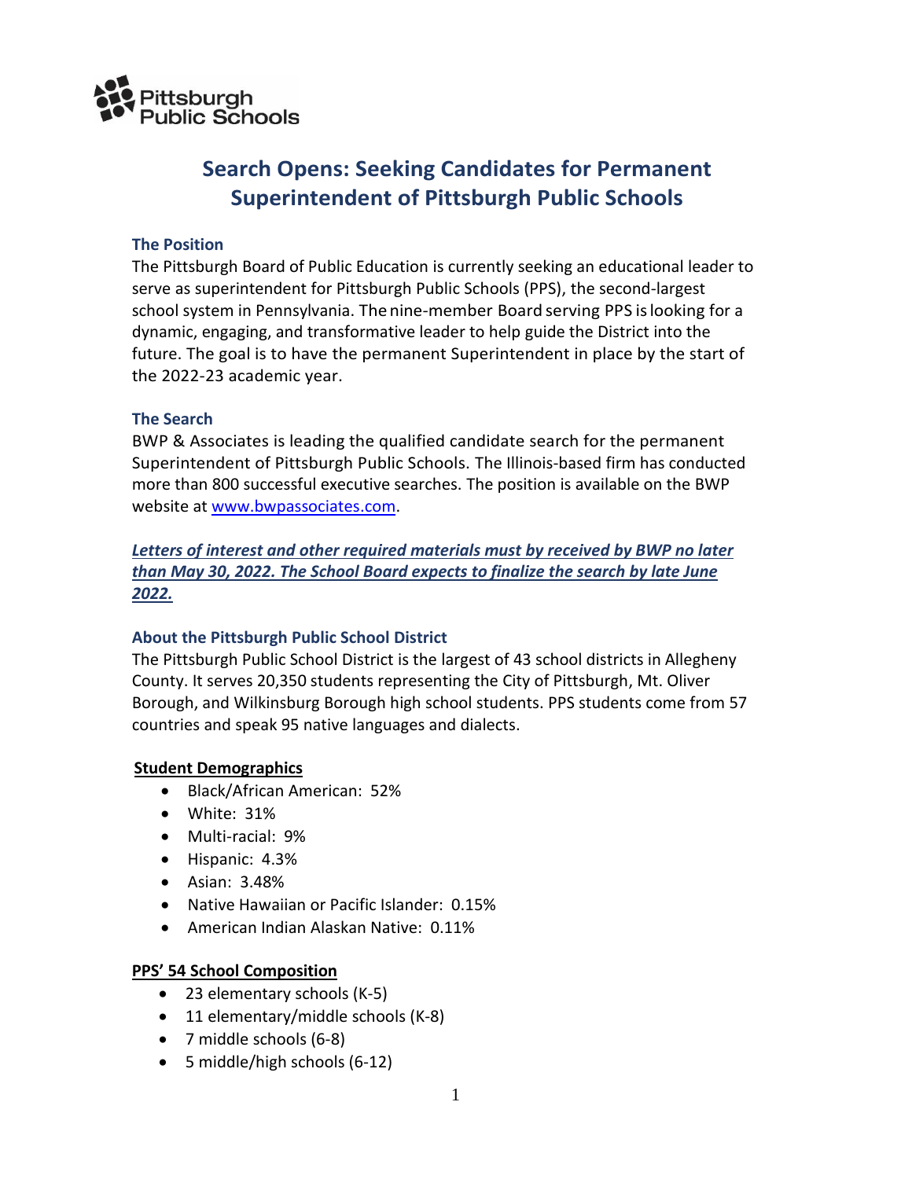Pittsburgh Public Schools

# Search Opens: Seeking Candidates for Permanent Superintendent of Pittsburgh Public Schools

### The Position

The Pittsburgh Board of Public Education is currently seeking an educational leader to serve as superintendent for Pittsburgh Public Schools (PPS), the second-largest school system in Pennsylvania. The nine-member Board serving PPS is looking for a dynamic, engaging, and transformative leader to help guide the District into the future. The goal is to have the permanent Superintendent in place by the start of the 2022-23 academic year.

### The Search

BWP & Associates is leading the qualified candidate search for the permanent Superintendent of Pittsburgh Public Schools. The Illinois-based firm has conducted more than 800 successful executive searches. The position is available on the BWP website at [www.bwpassociates.com](http://www.bwpassociates.com).

***Letters of interest and other required materials must by received by BWP no later than May 30, 2022. The School Board expects to finalize the search by late June 2022.***

### About the Pittsburgh Public School District

The Pittsburgh Public School District is the largest of 43 school districts in Allegheny County. It serves 20,350 students representing the City of Pittsburgh, Mt. Oliver Borough, and Wilkinsburg Borough high school students. PPS students come from 57 countries and speak 95 native languages and dialects.

**Student Demographics**

- Black/African American: 52%
- White: 31%
- Multi-racial: 9%
- Hispanic: 4.3%
- Asian: 3.48%
- Native Hawaiian or Pacific Islander: 0.15%
- American Indian Alaskan Native: 0.11%

**PPS' 54 School Composition**

- 23 elementary schools (K-5)
- 11 elementary/middle schools (K-8)
- 7 middle schools (6-8)
- 5 middle/high schools (6-12)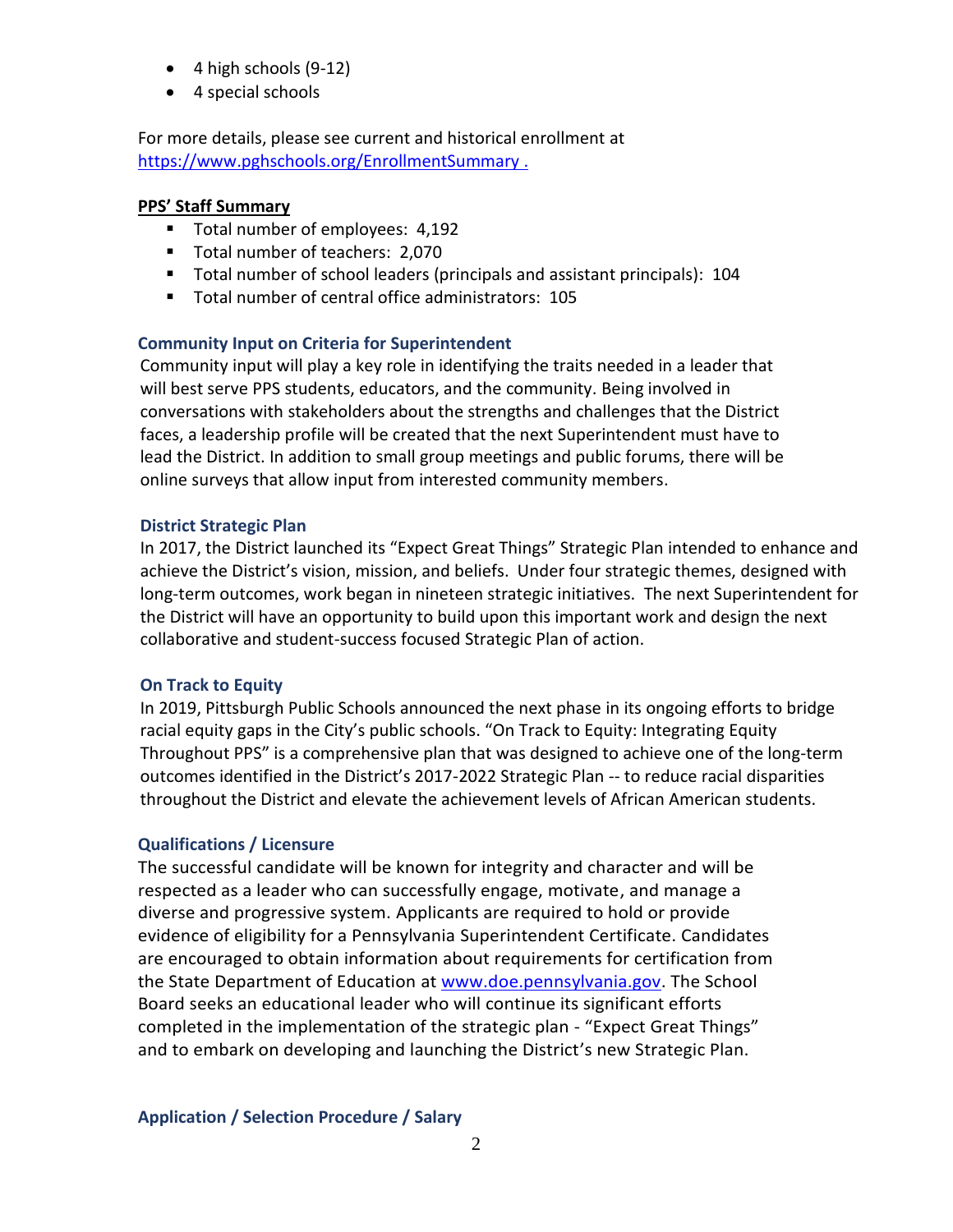- 4 high schools (9-12)
- 4 special schools

For more details, please see current and historical enrollment at https://www.pghschools.org/EnrollmentSummary .

**PPS' Staff Summary**

- Total number of employees: 4,192
- Total number of teachers: 2,070
- Total number of school leaders (principals and assistant principals): 104
- Total number of central office administrators: 105

### Community Input on Criteria for Superintendent

Community input will play a key role in identifying the traits needed in a leader that will best serve PPS students, educators, and the community. Being involved in conversations with stakeholders about the strengths and challenges that the District faces, a leadership profile will be created that the next Superintendent must have to lead the District. In addition to small group meetings and public forums, there will be online surveys that allow input from interested community members.

### District Strategic Plan

In 2017, the District launched its "Expect Great Things" Strategic Plan intended to enhance and achieve the District's vision, mission, and beliefs. Under four strategic themes, designed with long-term outcomes, work began in nineteen strategic initiatives. The next Superintendent for the District will have an opportunity to build upon this important work and design the next collaborative and student-success focused Strategic Plan of action.

### On Track to Equity

In 2019, Pittsburgh Public Schools announced the next phase in its ongoing efforts to bridge racial equity gaps in the City's public schools. "On Track to Equity: Integrating Equity Throughout PPS" is a comprehensive plan that was designed to achieve one of the long-term outcomes identified in the District's 2017-2022 Strategic Plan -- to reduce racial disparities throughout the District and elevate the achievement levels of African American students.

### Qualifications / Licensure

The successful candidate will be known for integrity and character and will be respected as a leader who can successfully engage, motivate, and manage a diverse and progressive system. Applicants are required to hold or provide evidence of eligibility for a Pennsylvania Superintendent Certificate. Candidates are encouraged to obtain information about requirements for certification from the State Department of Education at www.doe.pennsylvania.gov. The School Board seeks an educational leader who will continue its significant efforts completed in the implementation of the strategic plan - "Expect Great Things" and to embark on developing and launching the District's new Strategic Plan.

### Application / Selection Procedure / Salary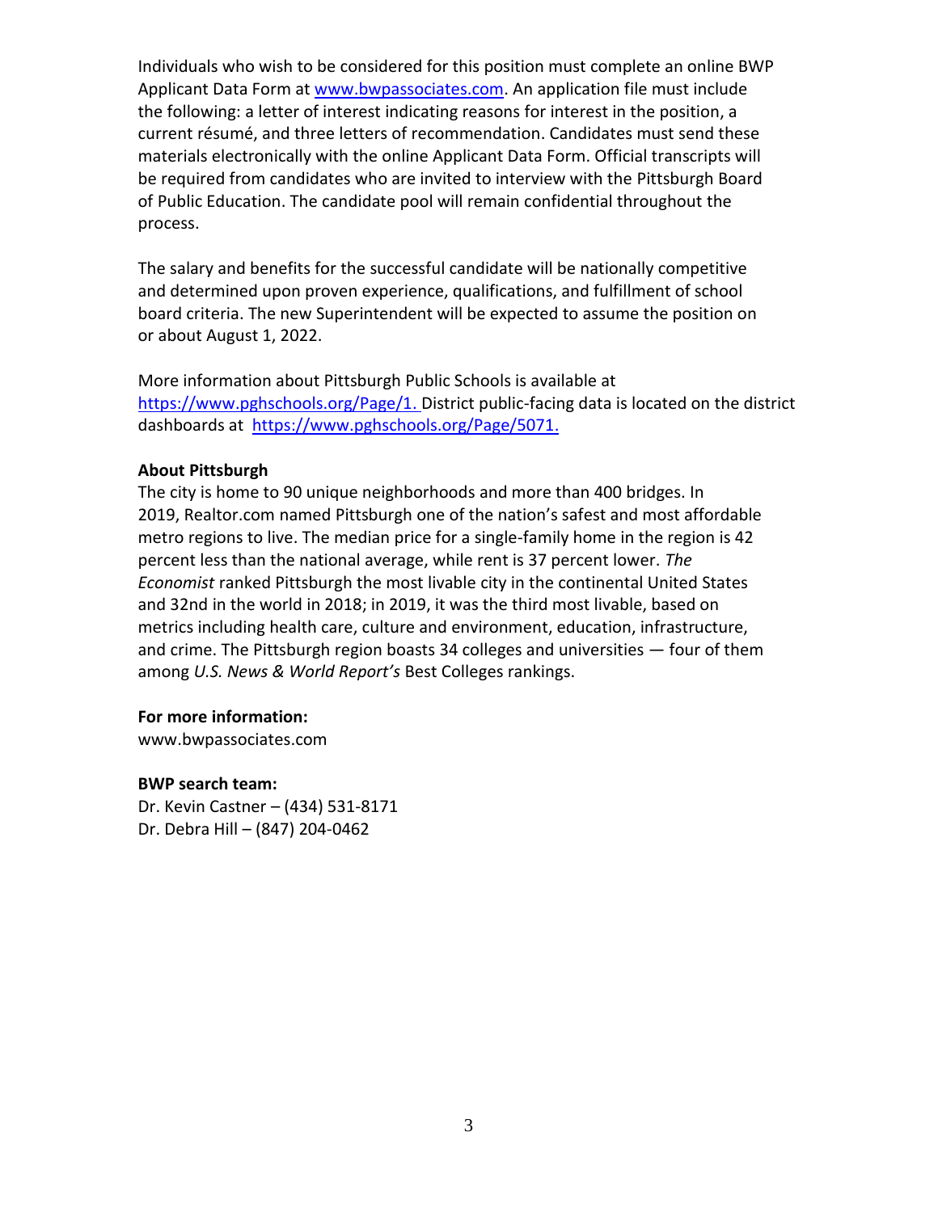Individuals who wish to be considered for this position must complete an online BWP Applicant Data Form at www.bwpassociates.com. An application file must include the following: a letter of interest indicating reasons for interest in the position, a current résumé, and three letters of recommendation. Candidates must send these materials electronically with the online Applicant Data Form. Official transcripts will be required from candidates who are invited to interview with the Pittsburgh Board of Public Education. The candidate pool will remain confidential throughout the process.

The salary and benefits for the successful candidate will be nationally competitive and determined upon proven experience, qualifications, and fulfillment of school board criteria. The new Superintendent will be expected to assume the position on or about August 1, 2022.

More information about Pittsburgh Public Schools is available at https://www.pghschools.org/Page/1. District public-facing data is located on the district dashboards at https://www.pghschools.org/Page/5071.

**About Pittsburgh**

The city is home to 90 unique neighborhoods and more than 400 bridges. In 2019, Realtor.com named Pittsburgh one of the nation's safest and most affordable metro regions to live. The median price for a single-family home in the region is 42 percent less than the national average, while rent is 37 percent lower. *The Economist* ranked Pittsburgh the most livable city in the continental United States and 32nd in the world in 2018; in 2019, it was the third most livable, based on metrics including health care, culture and environment, education, infrastructure, and crime. The Pittsburgh region boasts 34 colleges and universities — four of them among *U.S. News & World Report's* Best Colleges rankings.

**For more information:**

www.bwpassociates.com

**BWP search team:**

Dr. Kevin Castner – (434) 531-8171
Dr. Debra Hill – (847) 204-0462